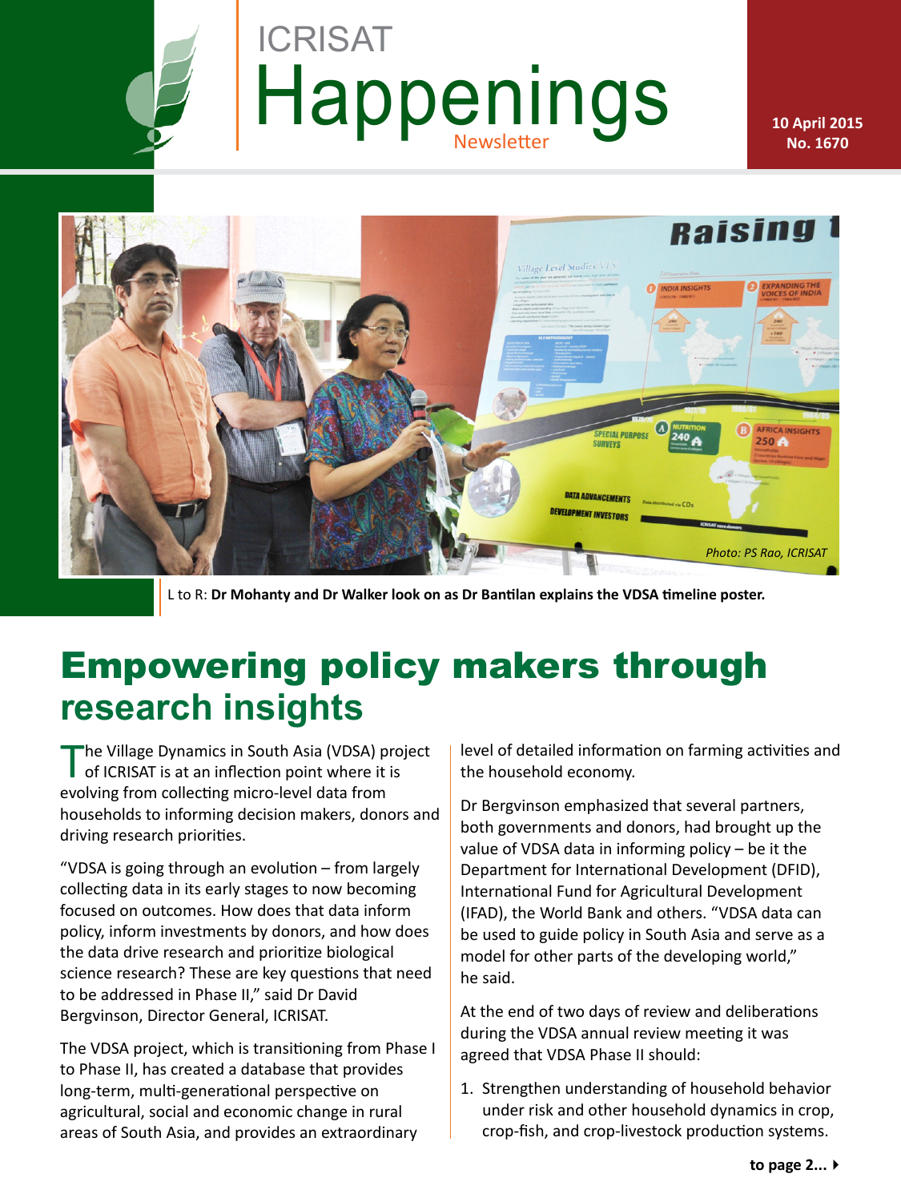# ICRISAT Happenings Newsletter

10 April 2015
No. 1670

Photo: PS Rao, ICRISAT

L to R: **Dr Mohanty and Dr Walker look on as Dr Bantilan explains the VDSA timeline poster.**

## Empowering policy makers through research insights

The Village Dynamics in South Asia (VDSA) project of ICRISAT is at an inflection point where it is evolving from collecting micro-level data from households to informing decision makers, donors and driving research priorities.

"VDSA is going through an evolution – from largely collecting data in its early stages to now becoming focused on outcomes. How does that data inform policy, inform investments by donors, and how does the data drive research and prioritize biological science research? These are key questions that need to be addressed in Phase II," said Dr David Bergvinson, Director General, ICRISAT.

The VDSA project, which is transitioning from Phase I to Phase II, has created a database that provides long-term, multi-generational perspective on agricultural, social and economic change in rural areas of South Asia, and provides an extraordinary level of detailed information on farming activities and the household economy.

Dr Bergvinson emphasized that several partners, both governments and donors, had brought up the value of VDSA data in informing policy – be it the Department for International Development (DFID), International Fund for Agricultural Development (IFAD), the World Bank and others. "VDSA data can be used to guide policy in South Asia and serve as a model for other parts of the developing world," he said.

At the end of two days of review and deliberations during the VDSA annual review meeting it was agreed that VDSA Phase II should:

1. Strengthen understanding of household behavior under risk and other household dynamics in crop, crop-fish, and crop-livestock production systems.

**to page 2...**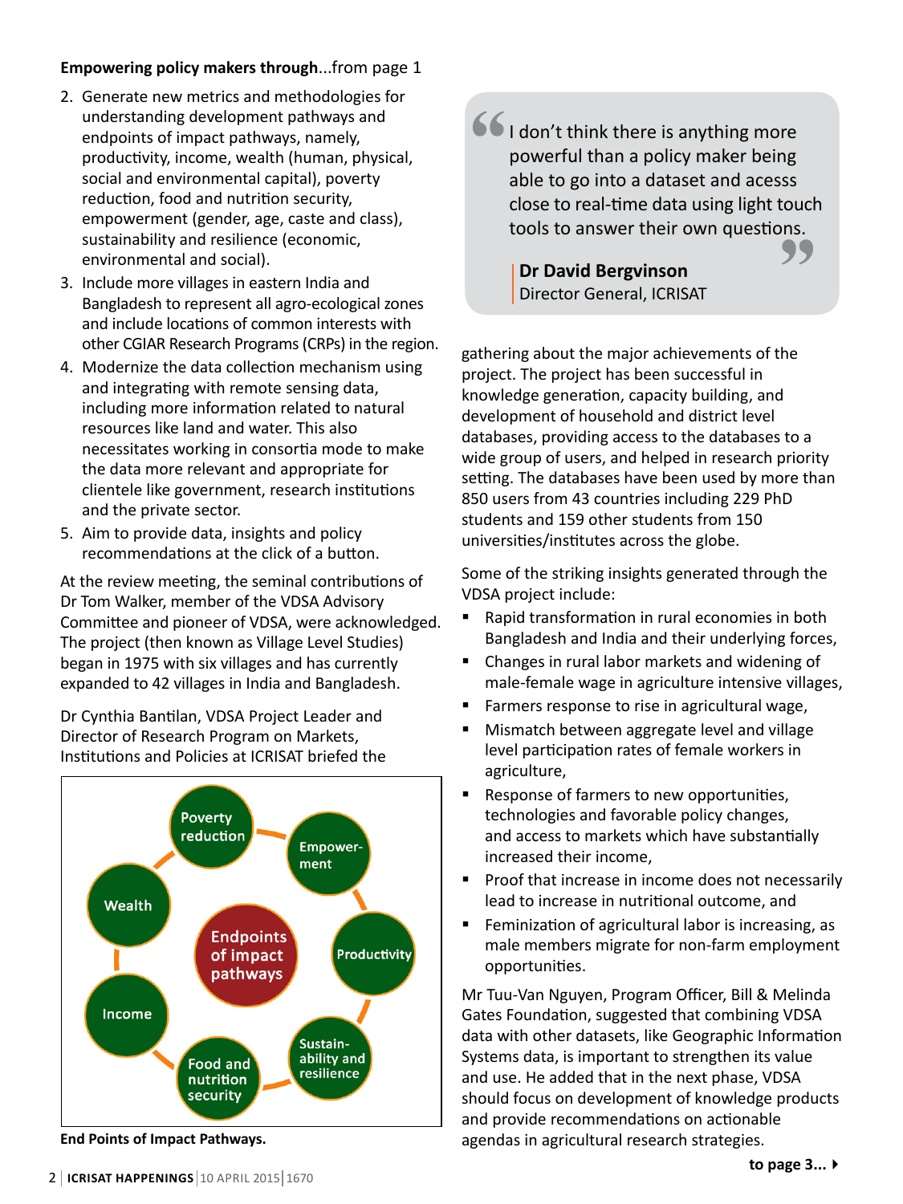**Empowering policy makers through**...from page 1

2. Generate new metrics and methodologies for understanding development pathways and endpoints of impact pathways, namely, productivity, income, wealth (human, physical, social and environmental capital), poverty reduction, food and nutrition security, empowerment (gender, age, caste and class), sustainability and resilience (economic, environmental and social).
3. Include more villages in eastern India and Bangladesh to represent all agro-ecological zones and include locations of common interests with other CGIAR Research Programs (CRPs) in the region.
4. Modernize the data collection mechanism using and integrating with remote sensing data, including more information related to natural resources like land and water. This also necessitates working in consortia mode to make the data more relevant and appropriate for clientele like government, research institutions and the private sector.
5. Aim to provide data, insights and policy recommendations at the click of a button.

At the review meeting, the seminal contributions of Dr Tom Walker, member of the VDSA Advisory Committee and pioneer of VDSA, were acknowledged. The project (then known as Village Level Studies) began in 1975 with six villages and has currently expanded to 42 villages in India and Bangladesh.

Dr Cynthia Bantilan, VDSA Project Leader and Director of Research Program on Markets, Institutions and Policies at ICRISAT briefed the gathering about the major achievements of the project. The project has been successful in knowledge generation, capacity building, and development of household and district level databases, providing access to the databases to a wide group of users, and helped in research priority setting. The databases have been used by more than 850 users from 43 countries including 229 PhD students and 159 other students from 150 universities/institutes across the globe.

Endpoints of impact pathways: Poverty reduction, Empowerment, Productivity, Sustainability and resilience, Food and nutrition security, Income, Wealth

**End Points of Impact Pathways.**

> "I don't think there is anything more powerful than a policy maker being able to go into a dataset and acess close to real-time data using light touch tools to answer their own questions."
>
> **Dr David Bergvinson**
> Director General, ICRISAT

Some of the striking insights generated through the VDSA project include:

- Rapid transformation in rural economies in both Bangladesh and India and their underlying forces,
- Changes in rural labor markets and widening of male-female wage in agriculture intensive villages,
- Farmers response to rise in agricultural wage,
- Mismatch between aggregate level and village level participation rates of female workers in agriculture,
- Response of farmers to new opportunities, technologies and favorable policy changes, and access to markets which have substantially increased their income,
- Proof that increase in income does not necessarily lead to increase in nutritional outcome, and
- Feminization of agricultural labor is increasing, as male members migrate for non-farm employment opportunities.

Mr Tuu-Van Nguyen, Program Officer, Bill & Melinda Gates Foundation, suggested that combining VDSA data with other datasets, like Geographic Information Systems data, is important to strengthen its value and use. He added that in the next phase, VDSA should focus on development of knowledge products and provide recommendations on actionable agendas in agricultural research strategies.

**to page 3...**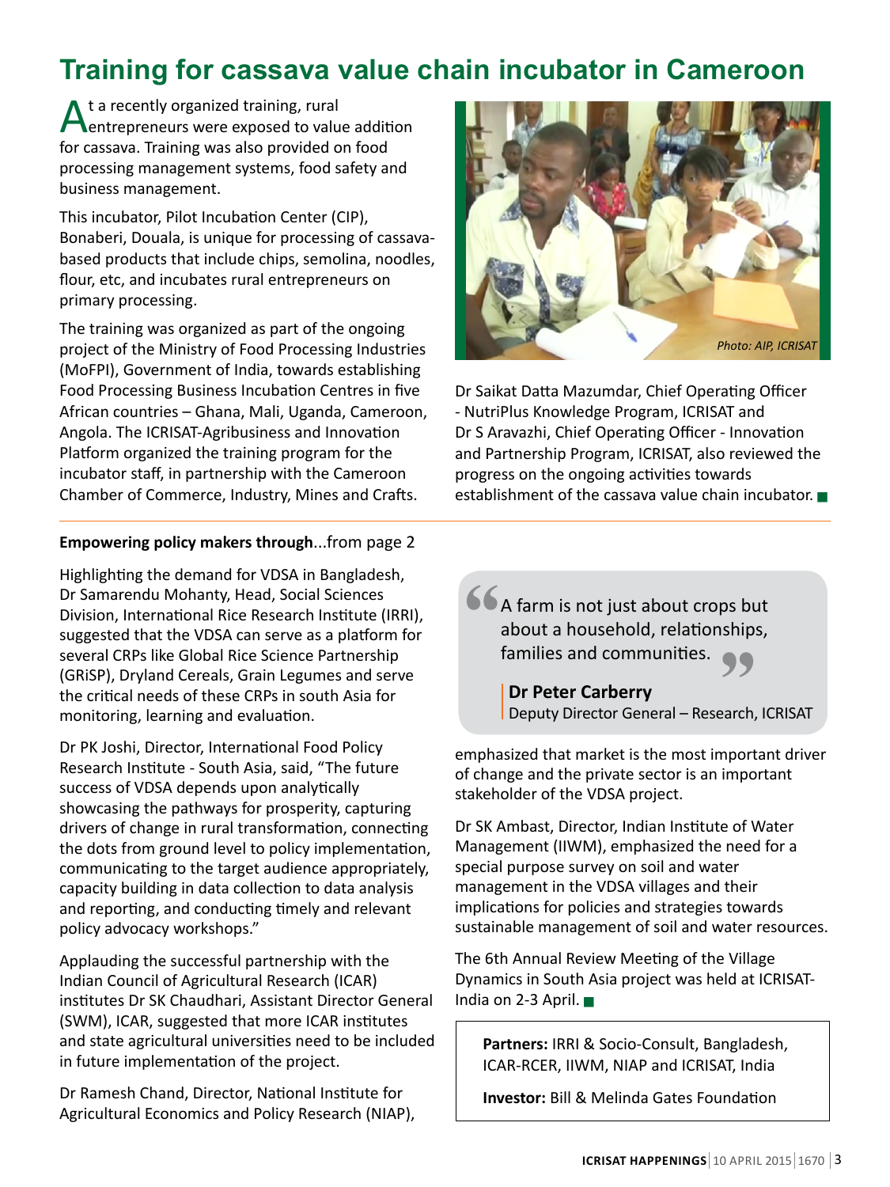# Training for cassava value chain incubator in Cameroon

At a recently organized training, rural entrepreneurs were exposed to value addition for cassava. Training was also provided on food processing management systems, food safety and business management.

This incubator, Pilot Incubation Center (CIP), Bonaberi, Douala, is unique for processing of cassava-based products that include chips, semolina, noodles, flour, etc, and incubates rural entrepreneurs on primary processing.

The training was organized as part of the ongoing project of the Ministry of Food Processing Industries (MoFPI), Government of India, towards establishing Food Processing Business Incubation Centres in five African countries – Ghana, Mali, Uganda, Cameroon, Angola. The ICRISAT-Agribusiness and Innovation Platform organized the training program for the incubator staff, in partnership with the Cameroon Chamber of Commerce, Industry, Mines and Crafts.

*Photo: AIP, ICRISAT*

Dr Saikat Datta Mazumdar, Chief Operating Officer - NutriPlus Knowledge Program, ICRISAT and Dr S Aravazhi, Chief Operating Officer - Innovation and Partnership Program, ICRISAT, also reviewed the progress on the ongoing activities towards establishment of the cassava value chain incubator. ■

---

**Empowering policy makers through**...from page 2

Highlighting the demand for VDSA in Bangladesh, Dr Samarendu Mohanty, Head, Social Sciences Division, International Rice Research Institute (IRRI), suggested that the VDSA can serve as a platform for several CRPs like Global Rice Science Partnership (GRiSP), Dryland Cereals, Grain Legumes and serve the critical needs of these CRPs in south Asia for monitoring, learning and evaluation.

Dr PK Joshi, Director, International Food Policy Research Institute - South Asia, said, "The future success of VDSA depends upon analytically showcasing the pathways for prosperity, capturing drivers of change in rural transformation, connecting the dots from ground level to policy implementation, communicating to the target audience appropriately, capacity building in data collection to data analysis and reporting, and conducting timely and relevant policy advocacy workshops."

Applauding the successful partnership with the Indian Council of Agricultural Research (ICAR) institutes Dr SK Chaudhari, Assistant Director General (SWM), ICAR, suggested that more ICAR institutes and state agricultural universities need to be included in future implementation of the project.

Dr Ramesh Chand, Director, National Institute for Agricultural Economics and Policy Research (NIAP), emphasized that market is the most important driver of change and the private sector is an important stakeholder of the VDSA project.

> "A farm is not just about crops but about a household, relationships, families and communities."
>
> **Dr Peter Carberry**
> Deputy Director General – Research, ICRISAT

Dr SK Ambast, Director, Indian Institute of Water Management (IIWM), emphasized the need for a special purpose survey on soil and water management in the VDSA villages and their implications for policies and strategies towards sustainable management of soil and water resources.

The 6th Annual Review Meeting of the Village Dynamics in South Asia project was held at ICRISAT-India on 2-3 April. ■

**Partners:** IRRI & Socio-Consult, Bangladesh, ICAR-RCER, IIWM, NIAP and ICRISAT, India

**Investor:** Bill & Melinda Gates Foundation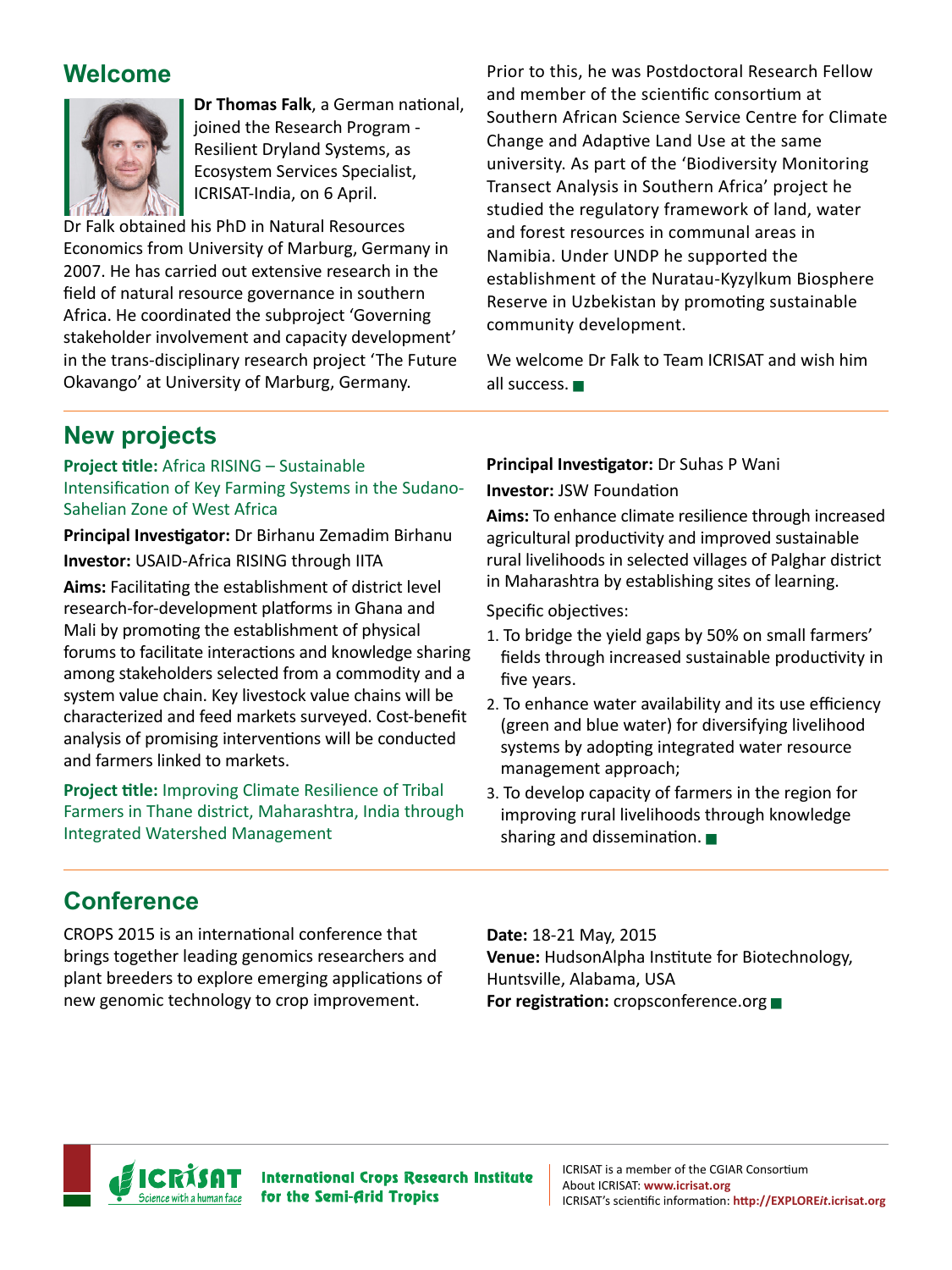## Welcome

**Dr Thomas Falk**, a German national, joined the Research Program - Resilient Dryland Systems, as Ecosystem Services Specialist, ICRISAT-India, on 6 April.

Dr Falk obtained his PhD in Natural Resources Economics from University of Marburg, Germany in 2007. He has carried out extensive research in the field of natural resource governance in southern Africa. He coordinated the subproject 'Governing stakeholder involvement and capacity development' in the trans-disciplinary research project 'The Future Okavango' at University of Marburg, Germany.

Prior to this, he was Postdoctoral Research Fellow and member of the scientific consortium at Southern African Science Service Centre for Climate Change and Adaptive Land Use at the same university. As part of the 'Biodiversity Monitoring Transect Analysis in Southern Africa' project he studied the regulatory framework of land, water and forest resources in communal areas in Namibia. Under UNDP he supported the establishment of the Nuratau-Kyzylkum Biosphere Reserve in Uzbekistan by promoting sustainable community development.

We welcome Dr Falk to Team ICRISAT and wish him all success.

## New projects

**Project title:** Africa RISING – Sustainable Intensification of Key Farming Systems in the Sudano-Sahelian Zone of West Africa

**Principal Investigator:** Dr Birhanu Zemadim Birhanu

**Investor:** USAID-Africa RISING through IITA

**Aims:** Facilitating the establishment of district level research-for-development platforms in Ghana and Mali by promoting the establishment of physical forums to facilitate interactions and knowledge sharing among stakeholders selected from a commodity and a system value chain. Key livestock value chains will be characterized and feed markets surveyed. Cost-benefit analysis of promising interventions will be conducted and farmers linked to markets.

**Project title:** Improving Climate Resilience of Tribal Farmers in Thane district, Maharashtra, India through Integrated Watershed Management

**Principal Investigator:** Dr Suhas P Wani

**Investor:** JSW Foundation

**Aims:** To enhance climate resilience through increased agricultural productivity and improved sustainable rural livelihoods in selected villages of Palghar district in Maharashtra by establishing sites of learning.

Specific objectives:

1. To bridge the yield gaps by 50% on small farmers' fields through increased sustainable productivity in five years.
2. To enhance water availability and its use efficiency (green and blue water) for diversifying livelihood systems by adopting integrated water resource management approach;
3. To develop capacity of farmers in the region for improving rural livelihoods through knowledge sharing and dissemination.

## Conference

CROPS 2015 is an international conference that brings together leading genomics researchers and plant breeders to explore emerging applications of new genomic technology to crop improvement.

**Date:** 18-21 May, 2015
**Venue:** HudsonAlpha Institute for Biotechnology, Huntsville, Alabama, USA
**For registration:** cropsconference.org

ICRISAT – Science with a human face
International Crops Research Institute for the Semi-Arid Tropics

ICRISAT is a member of the CGIAR Consortium
About ICRISAT: www.icrisat.org
ICRISAT's scientific information: http://EXPLOREit.icrisat.org